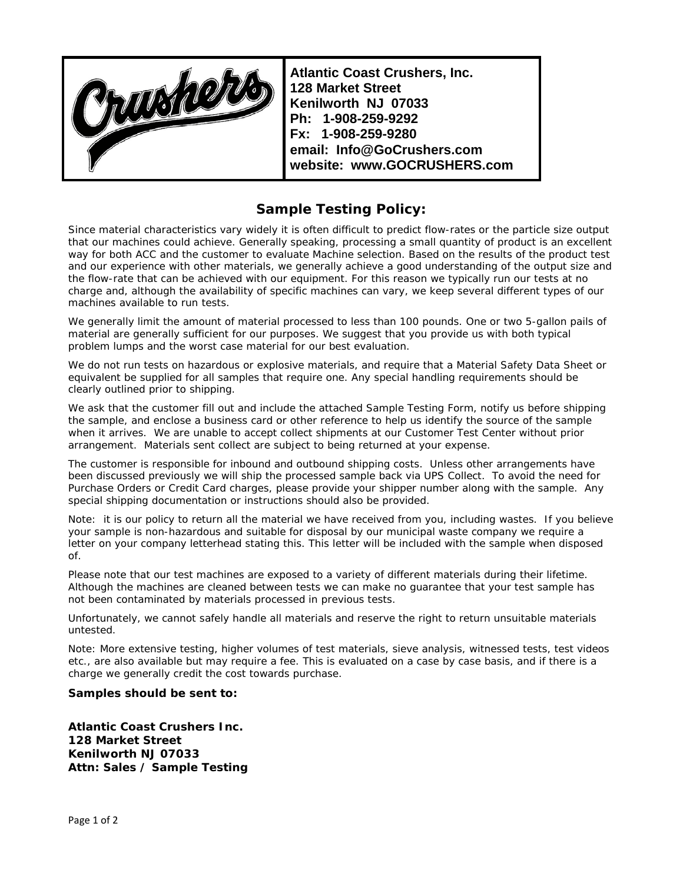**Atlantic Coast Crushers, Inc.**
**128 Market Street**
**Kenilworth NJ 07033**
**Ph: 1-908-259-9292**
**Fx: 1-908-259-9280**
**email: Info@GoCrushers.com**
**website: www.GOCRUSHERS.com**

## Sample Testing Policy:

Since material characteristics vary widely it is often difficult to predict flow-rates or the particle size output that our machines could achieve. Generally speaking, processing a small quantity of product is an excellent way for both ACC and the customer to evaluate Machine selection. Based on the results of the product test and our experience with other materials, we generally achieve a good understanding of the output size and the flow-rate that can be achieved with our equipment. For this reason we typically run our tests at no charge and, although the availability of specific machines can vary, we keep several different types of our machines available to run tests.

We generally limit the amount of material processed to less than 100 pounds. One or two 5-gallon pails of material are generally sufficient for our purposes. We suggest that you provide us with both typical problem lumps and the worst case material for our best evaluation.

We do not run tests on hazardous or explosive materials, and require that a Material Safety Data Sheet or equivalent be supplied for all samples that require one. Any special handling requirements should be clearly outlined prior to shipping.

We ask that the customer fill out and include the attached Sample Testing Form, notify us before shipping the sample, and enclose a business card or other reference to help us identify the source of the sample when it arrives. We are unable to accept collect shipments at our Customer Test Center without prior arrangement. Materials sent collect are subject to being returned at your expense.

The customer is responsible for inbound and outbound shipping costs. Unless other arrangements have been discussed previously we will ship the processed sample back via UPS Collect. To avoid the need for Purchase Orders or Credit Card charges, please provide your shipper number along with the sample. Any special shipping documentation or instructions should also be provided.

Note: it is our policy to return all the material we have received from you, including wastes. If you believe your sample is non-hazardous and suitable for disposal by our municipal waste company we require a letter on your company letterhead stating this. This letter will be included with the sample when disposed of.

Please note that our test machines are exposed to a variety of different materials during their lifetime. Although the machines are cleaned between tests we can make no guarantee that your test sample has not been contaminated by materials processed in previous tests.

Unfortunately, we cannot safely handle all materials and reserve the right to return unsuitable materials untested.

Note: More extensive testing, higher volumes of test materials, sieve analysis, witnessed tests, test videos etc., are also available but may require a fee. This is evaluated on a case by case basis, and if there is a charge we generally credit the cost towards purchase.

**Samples should be sent to:**

**Atlantic Coast Crushers Inc.**
**128 Market Street**
**Kenilworth NJ 07033**
**Attn: Sales / Sample Testing**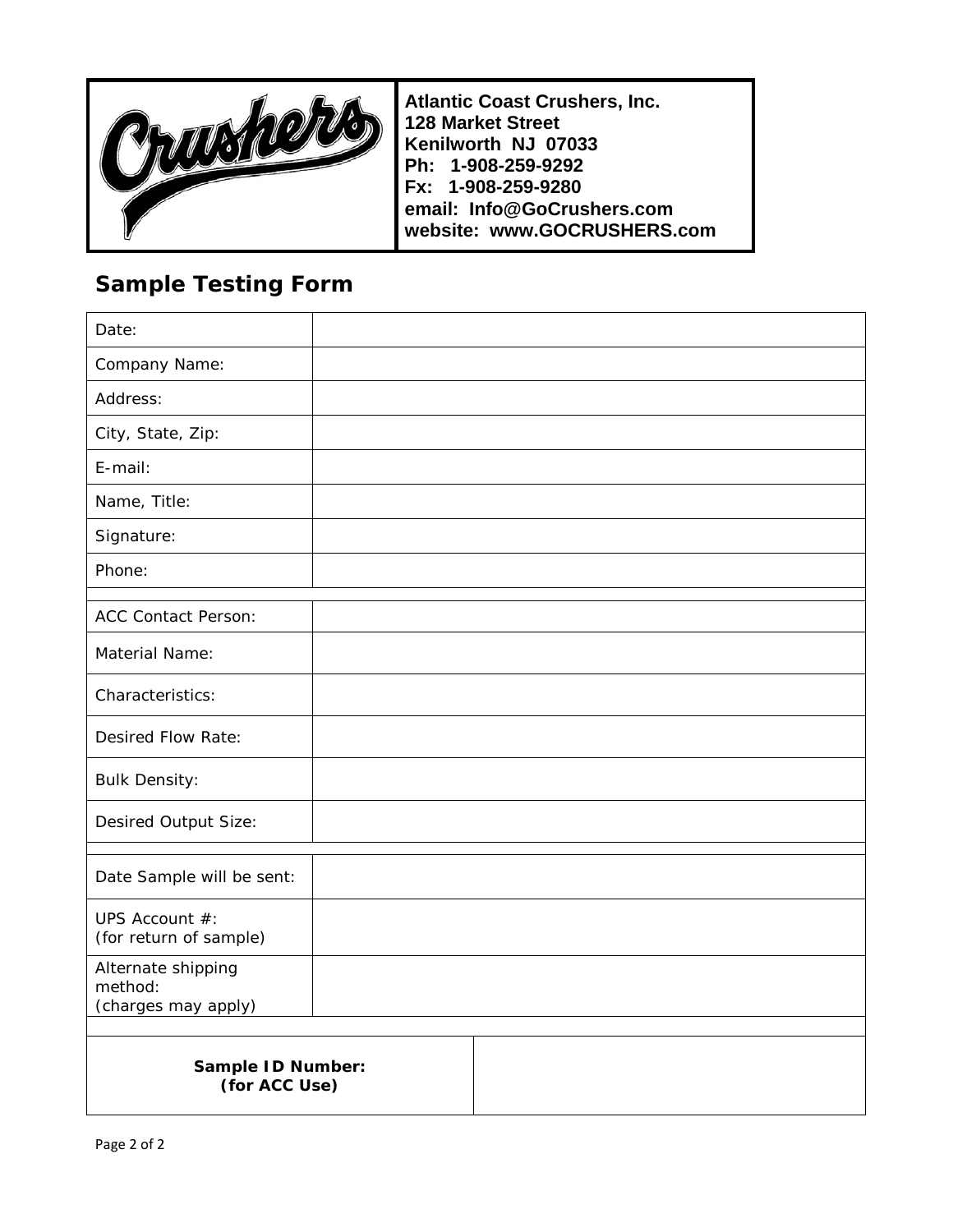| | |
|---|---|
| Crushers | **Atlantic Coast Crushers, Inc.**<br>**128 Market Street**<br>**Kenilworth NJ 07033**<br>**Ph: 1-908-259-9292**<br>**Fx: 1-908-259-9280**<br>**email: Info@GoCrushers.com**<br>**website: www.GOCRUSHERS.com** |

## Sample Testing Form

| | |
|---|---|
| Date: | |
| Company Name: | |
| Address: | |
| City, State, Zip: | |
| E-mail: | |
| Name, Title: | |
| Signature: | |
| Phone: | |
| | |
| ACC Contact Person: | |
| Material Name: | |
| Characteristics: | |
| Desired Flow Rate: | |
| Bulk Density: | |
| Desired Output Size: | |
| | |
| Date Sample will be sent: | |
| UPS Account #:<br>(for return of sample) | |
| Alternate shipping method:<br>(charges may apply) | |
| | |
| **Sample ID Number:**<br>**(for ACC Use)** | |